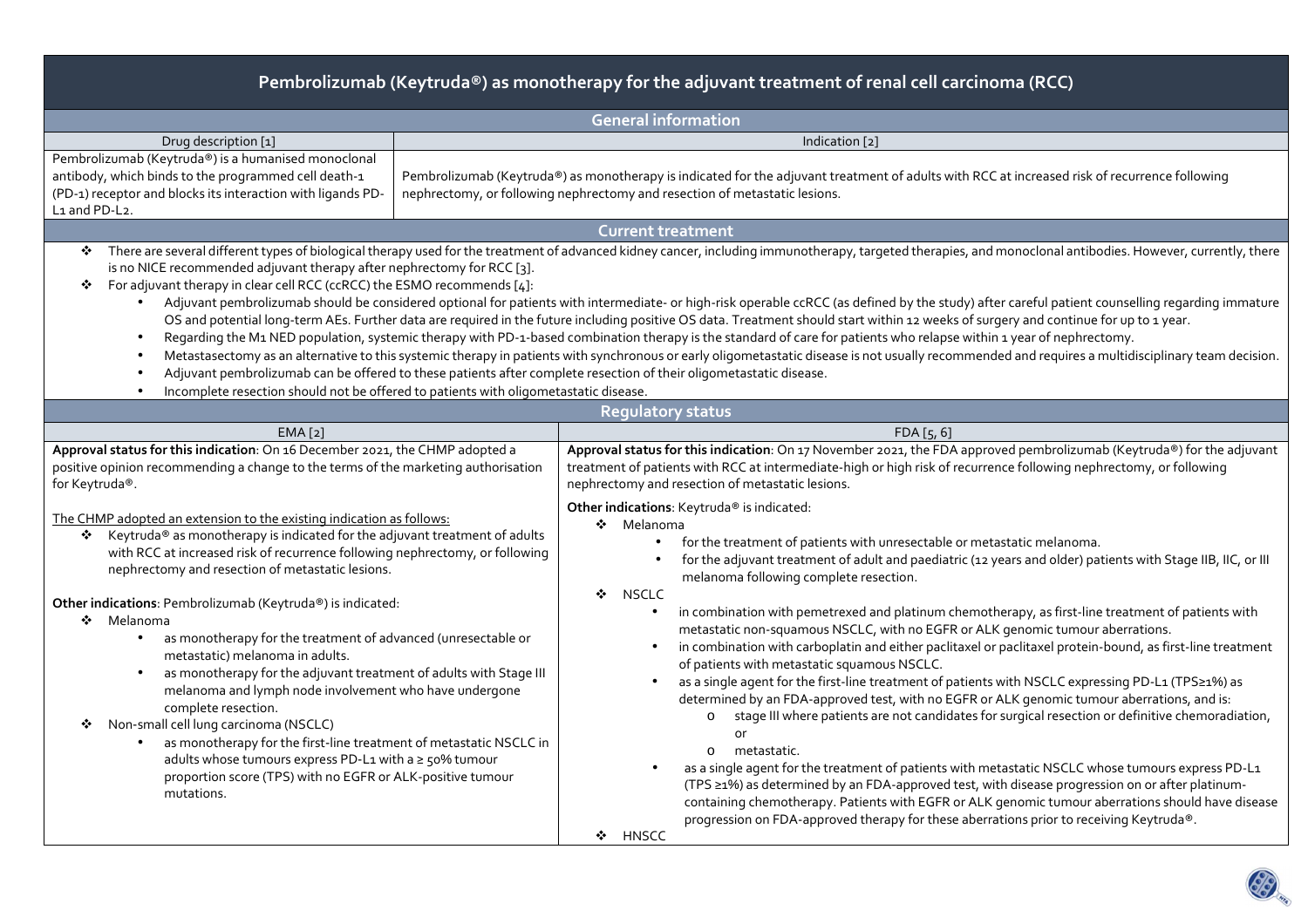# Pembrolizumab (Keytruda®) as monotherapy for the adjuvant treatment of renal cell carcinoma (RCC)

## General information

| Drug description [1] | Indication [2] |
| --- | --- |
| Pembrolizumab (Keytruda®) is a humanised monoclonal antibody, which binds to the programmed cell death-1 (PD-1) receptor and blocks its interaction with ligands PD-L1 and PD-L2. | Pembrolizumab (Keytruda®) as monotherapy is indicated for the adjuvant treatment of adults with RCC at increased risk of recurrence following nephrectomy, or following nephrectomy and resection of metastatic lesions. |

## Current treatment

- There are several different types of biological therapy used for the treatment of advanced kidney cancer, including immunotherapy, targeted therapies, and monoclonal antibodies. However, currently, there is no NICE recommended adjuvant therapy after nephrectomy for RCC [3].
- For adjuvant therapy in clear cell RCC (ccRCC) the ESMO recommends [4]:
  - Adjuvant pembrolizumab should be considered optional for patients with intermediate- or high-risk operable ccRCC (as defined by the study) after careful patient counselling regarding immature OS and potential long-term AEs. Further data are required in the future including positive OS data. Treatment should start within 12 weeks of surgery and continue for up to 1 year.
  - Regarding the M1 NED population, systemic therapy with PD-1-based combination therapy is the standard of care for patients who relapse within 1 year of nephrectomy.
  - Metastasectomy as an alternative to this systemic therapy in patients with synchronous or early oligometastatic disease is not usually recommended and requires a multidisciplinary team decision.
  - Adjuvant pembrolizumab can be offered to these patients after complete resection of their oligometastatic disease.
  - Incomplete resection should not be offered to patients with oligometastatic disease.

## Regulatory status

### EMA [2]

**Approval status for this indication**: On 16 December 2021, the CHMP adopted a positive opinion recommending a change to the terms of the marketing authorisation for Keytruda®.

The CHMP adopted an extension to the existing indication as follows:

- Keytruda® as monotherapy is indicated for the adjuvant treatment of adults with RCC at increased risk of recurrence following nephrectomy, or following nephrectomy and resection of metastatic lesions.

**Other indications**: Pembrolizumab (Keytruda®) is indicated:

- Melanoma
  - as monotherapy for the treatment of advanced (unresectable or metastatic) melanoma in adults.
  - as monotherapy for the adjuvant treatment of adults with Stage III melanoma and lymph node involvement who have undergone complete resection.
- Non-small cell lung carcinoma (NSCLC)
  - as monotherapy for the first-line treatment of metastatic NSCLC in adults whose tumours express PD-L1 with a ≥ 50% tumour proportion score (TPS) with no EGFR or ALK-positive tumour mutations.

### FDA [5, 6]

**Approval status for this indication**: On 17 November 2021, the FDA approved pembrolizumab (Keytruda®) for the adjuvant treatment of patients with RCC at intermediate-high or high risk of recurrence following nephrectomy, or following nephrectomy and resection of metastatic lesions.

**Other indications**: Keytruda® is indicated:

- Melanoma
  - for the treatment of patients with unresectable or metastatic melanoma.
  - for the adjuvant treatment of adult and paediatric (12 years and older) patients with Stage IIB, IIC, or III melanoma following complete resection.
- NSCLC
  - in combination with pemetrexed and platinum chemotherapy, as first-line treatment of patients with metastatic non-squamous NSCLC, with no EGFR or ALK genomic tumour aberrations.
  - in combination with carboplatin and either paclitaxel or paclitaxel protein-bound, as first-line treatment of patients with metastatic squamous NSCLC.
  - as a single agent for the first-line treatment of patients with NSCLC expressing PD-L1 (TPS≥1%) as determined by an FDA-approved test, with no EGFR or ALK genomic tumour aberrations, and is:
    - stage III where patients are not candidates for surgical resection or definitive chemoradiation, or
    - metastatic.
  - as a single agent for the treatment of patients with metastatic NSCLC whose tumours express PD-L1 (TPS ≥1%) as determined by an FDA-approved test, with disease progression on or after platinum-containing chemotherapy. Patients with EGFR or ALK genomic tumour aberrations should have disease progression on FDA-approved therapy for these aberrations prior to receiving Keytruda®.
- HNSCC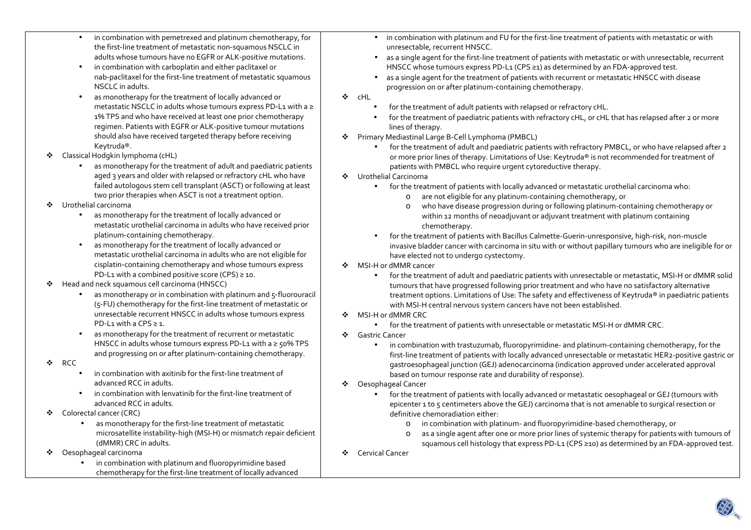- in combination with pemetrexed and platinum chemotherapy, for the first-line treatment of metastatic non-squamous NSCLC in adults whose tumours have no EGFR or ALK-positive mutations.
- in combination with carboplatin and either paclitaxel or nab-paclitaxel for the first-line treatment of metastatic squamous NSCLC in adults.
- as monotherapy for the treatment of locally advanced or metastatic NSCLC in adults whose tumours express PD-L1 with a ≥ 1% TPS and who have received at least one prior chemotherapy regimen. Patients with EGFR or ALK-positive tumour mutations should also have received targeted therapy before receiving Keytruda®.

❖ Classical Hodgkin lymphoma (cHL)
- as monotherapy for the treatment of adult and paediatric patients aged 3 years and older with relapsed or refractory cHL who have failed autologous stem cell transplant (ASCT) or following at least two prior therapies when ASCT is not a treatment option.

❖ Urothelial carcinoma
- as monotherapy for the treatment of locally advanced or metastatic urothelial carcinoma in adults who have received prior platinum-containing chemotherapy.
- as monotherapy for the treatment of locally advanced or metastatic urothelial carcinoma in adults who are not eligible for cisplatin-containing chemotherapy and whose tumours express PD-L1 with a combined positive score (CPS) ≥ 10.

❖ Head and neck squamous cell carcinoma (HNSCC)
- as monotherapy or in combination with platinum and 5-fluorouracil (5-FU) chemotherapy for the first-line treatment of metastatic or unresectable recurrent HNSCC in adults whose tumours express PD-L1 with a CPS ≥ 1.
- as monotherapy for the treatment of recurrent or metastatic HNSCC in adults whose tumours express PD-L1 with a ≥ 50% TPS and progressing on or after platinum-containing chemotherapy.

❖ RCC
- in combination with axitinib for the first-line treatment of advanced RCC in adults.
- in combination with lenvatinib for the first-line treatment of advanced RCC in adults.

❖ Colorectal cancer (CRC)
- as monotherapy for the first-line treatment of metastatic microsatellite instability-high (MSI-H) or mismatch repair deficient (dMMR) CRC in adults.

❖ Oesophageal carcinoma
- in combination with platinum and fluoropyrimidine based chemotherapy for the first-line treatment of locally advanced

- in combination with platinum and FU for the first-line treatment of patients with metastatic or with unresectable, recurrent HNSCC.
- as a single agent for the first-line treatment of patients with metastatic or with unresectable, recurrent HNSCC whose tumours express PD-L1 (CPS ≥1) as determined by an FDA-approved test.
- as a single agent for the treatment of patients with recurrent or metastatic HNSCC with disease progression on or after platinum-containing chemotherapy.

❖ cHL
- for the treatment of adult patients with relapsed or refractory cHL.
- for the treatment of paediatric patients with refractory cHL, or cHL that has relapsed after 2 or more lines of therapy.

❖ Primary Mediastinal Large B-Cell Lymphoma (PMBCL)
- for the treatment of adult and paediatric patients with refractory PMBCL, or who have relapsed after 2 or more prior lines of therapy. Limitations of Use: Keytruda® is not recommended for treatment of patients with PMBCL who require urgent cytoreductive therapy.

❖ Urothelial Carcinoma
- for the treatment of patients with locally advanced or metastatic urothelial carcinoma who:
  - are not eligible for any platinum-containing chemotherapy, or
  - who have disease progression during or following platinum-containing chemotherapy or within 12 months of neoadjuvant or adjuvant treatment with platinum containing chemotherapy.
- for the treatment of patients with Bacillus Calmette-Guerin-unresponsive, high-risk, non-muscle invasive bladder cancer with carcinoma in situ with or without papillary tumours who are ineligible for or have elected not to undergo cystectomy.

❖ MSI-H or dMMR cancer
- for the treatment of adult and paediatric patients with unresectable or metastatic, MSI-H or dMMR solid tumours that have progressed following prior treatment and who have no satisfactory alternative treatment options. Limitations of Use: The safety and effectiveness of Keytruda® in paediatric patients with MSI-H central nervous system cancers have not been established.

❖ MSI-H or dMMR CRC
- for the treatment of patients with unresectable or metastatic MSI-H or dMMR CRC.

❖ Gastric Cancer
- in combination with trastuzumab, fluoropyrimidine- and platinum-containing chemotherapy, for the first-line treatment of patients with locally advanced unresectable or metastatic HER2-positive gastric or gastroesophageal junction (GEJ) adenocarcinoma (indication approved under accelerated approval based on tumour response rate and durability of response).

❖ Oesophageal Cancer
- for the treatment of patients with locally advanced or metastatic oesophageal or GEJ (tumours with epicenter 1 to 5 centimeters above the GEJ) carcinoma that is not amenable to surgical resection or definitive chemoradiation either:
  - in combination with platinum- and fluoropyrimidine-based chemotherapy, or
  - as a single agent after one or more prior lines of systemic therapy for patients with tumours of squamous cell histology that express PD-L1 (CPS ≥10) as determined by an FDA-approved test.

❖ Cervical Cancer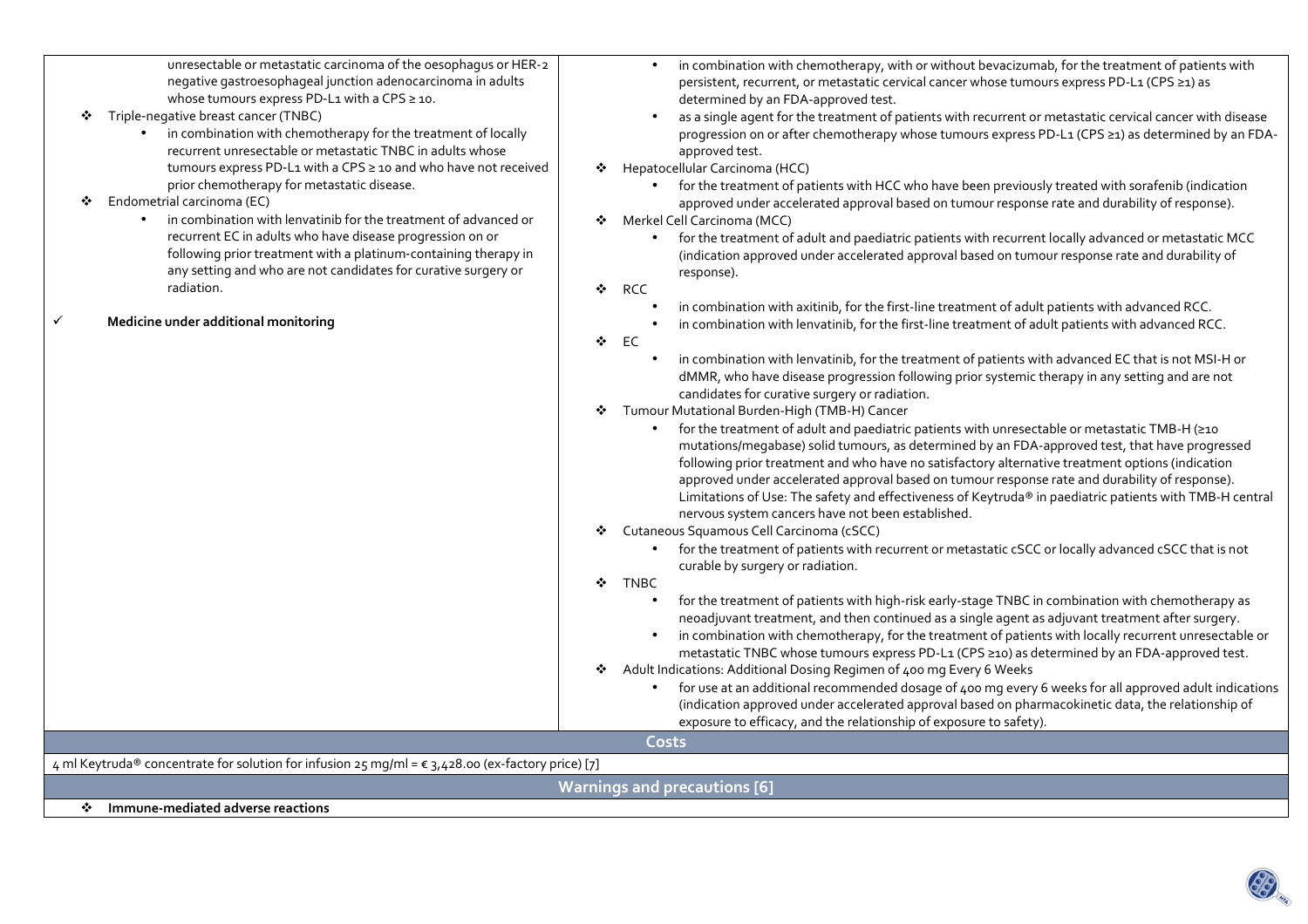unresectable or metastatic carcinoma of the oesophagus or HER-2 negative gastroesophageal junction adenocarcinoma in adults whose tumours express PD-L1 with a CPS ≥ 10.

- ❖ Triple-negative breast cancer (TNBC)
  - in combination with chemotherapy for the treatment of locally recurrent unresectable or metastatic TNBC in adults whose tumours express PD-L1 with a CPS ≥ 10 and who have not received prior chemotherapy for metastatic disease.
- ❖ Endometrial carcinoma (EC)
  - in combination with lenvatinib for the treatment of advanced or recurrent EC in adults who have disease progression on or following prior treatment with a platinum-containing therapy in any setting and who are not candidates for curative surgery or radiation.

✓ **Medicine under additional monitoring**

- in combination with chemotherapy, with or without bevacizumab, for the treatment of patients with persistent, recurrent, or metastatic cervical cancer whose tumours express PD-L1 (CPS ≥1) as determined by an FDA-approved test.
- as a single agent for the treatment of patients with recurrent or metastatic cervical cancer with disease progression on or after chemotherapy whose tumours express PD-L1 (CPS ≥1) as determined by an FDA-approved test.

- ❖ Hepatocellular Carcinoma (HCC)
  - for the treatment of patients with HCC who have been previously treated with sorafenib (indication approved under accelerated approval based on tumour response rate and durability of response).
- ❖ Merkel Cell Carcinoma (MCC)
  - for the treatment of adult and paediatric patients with recurrent locally advanced or metastatic MCC (indication approved under accelerated approval based on tumour response rate and durability of response).
- ❖ RCC
  - in combination with axitinib, for the first-line treatment of adult patients with advanced RCC.
  - in combination with lenvatinib, for the first-line treatment of adult patients with advanced RCC.
- ❖ EC
  - in combination with lenvatinib, for the treatment of patients with advanced EC that is not MSI-H or dMMR, who have disease progression following prior systemic therapy in any setting and are not candidates for curative surgery or radiation.
- ❖ Tumour Mutational Burden-High (TMB-H) Cancer
  - for the treatment of adult and paediatric patients with unresectable or metastatic TMB-H (≥10 mutations/megabase) solid tumours, as determined by an FDA-approved test, that have progressed following prior treatment and who have no satisfactory alternative treatment options (indication approved under accelerated approval based on tumour response rate and durability of response). Limitations of Use: The safety and effectiveness of Keytruda® in paediatric patients with TMB-H central nervous system cancers have not been established.
- ❖ Cutaneous Squamous Cell Carcinoma (cSCC)
  - for the treatment of patients with recurrent or metastatic cSCC or locally advanced cSCC that is not curable by surgery or radiation.
- ❖ TNBC
  - for the treatment of patients with high-risk early-stage TNBC in combination with chemotherapy as neoadjuvant treatment, and then continued as a single agent as adjuvant treatment after surgery.
  - in combination with chemotherapy, for the treatment of patients with locally recurrent unresectable or metastatic TNBC whose tumours express PD-L1 (CPS ≥10) as determined by an FDA-approved test.
- ❖ Adult Indications: Additional Dosing Regimen of 400 mg Every 6 Weeks
  - for use at an additional recommended dosage of 400 mg every 6 weeks for all approved adult indications (indication approved under accelerated approval based on pharmacokinetic data, the relationship of exposure to efficacy, and the relationship of exposure to safety).

## Costs

4 ml Keytruda® concentrate for solution for infusion 25 mg/ml = € 3,428.00 (ex-factory price) [7]

## Warnings and precautions [6]

- ❖ **Immune-mediated adverse reactions**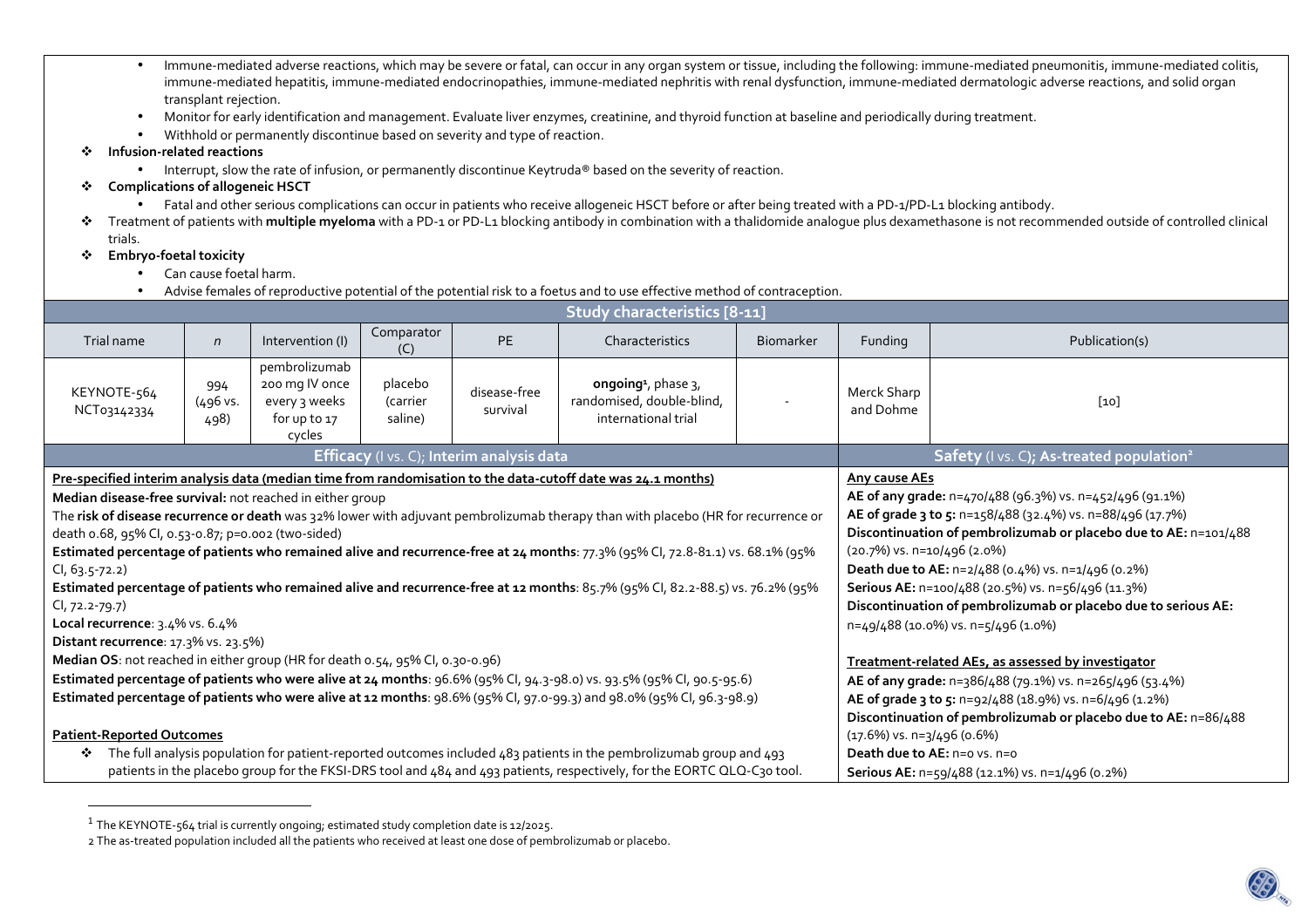- Immune-mediated adverse reactions, which may be severe or fatal, can occur in any organ system or tissue, including the following: immune-mediated pneumonitis, immune-mediated colitis, immune-mediated hepatitis, immune-mediated endocrinopathies, immune-mediated nephritis with renal dysfunction, immune-mediated dermatologic adverse reactions, and solid organ transplant rejection.
- Monitor for early identification and management. Evaluate liver enzymes, creatinine, and thyroid function at baseline and periodically during treatment.
- Withhold or permanently discontinue based on severity and type of reaction.

❖ **Infusion-related reactions**

- Interrupt, slow the rate of infusion, or permanently discontinue Keytruda® based on the severity of reaction.

❖ **Complications of allogeneic HSCT**

- Fatal and other serious complications can occur in patients who receive allogeneic HSCT before or after being treated with a PD-1/PD-L1 blocking antibody.

❖ Treatment of patients with **multiple myeloma** with a PD-1 or PD-L1 blocking antibody in combination with a thalidomide analogue plus dexamethasone is not recommended outside of controlled clinical trials.

❖ **Embryo-foetal toxicity**

- Can cause foetal harm.
- Advise females of reproductive potential of the potential risk to a foetus and to use effective method of contraception.

## Study characteristics [8-11]

| Trial name | *n* | Intervention (I) | Comparator (C) | PE | Characteristics | Biomarker | Funding | Publication(s) |
|---|---|---|---|---|---|---|---|---|
| KEYNOTE-564 NCT03142334 | 994 (496 vs. 498) | pembrolizumab 200 mg IV once every 3 weeks for up to 17 cycles | placebo (carrier saline) | disease-free survival | **ongoing**[1], phase 3, randomised, double-blind, international trial | - | Merck Sharp and Dohme | [10] |

### Efficacy (I vs. C); Interim analysis data

**Pre-specified interim analysis data (median time from randomisation to the data-cutoff date was 24.1 months)**

**Median disease-free survival:** not reached in either group

The **risk of disease recurrence or death** was 32% lower with adjuvant pembrolizumab therapy than with placebo (HR for recurrence or death 0.68, 95% CI, 0.53-0.87; p=0.002 (two-sided)

**Estimated percentage of patients who remained alive and recurrence-free at 24 months**: 77.3% (95% CI, 72.8-81.1) vs. 68.1% (95% CI, 63.5-72.2)

**Estimated percentage of patients who remained alive and recurrence-free at 12 months**: 85.7% (95% CI, 82.2-88.5) vs. 76.2% (95% CI, 72.2-79.7)

**Local recurrence**: 3.4% vs. 6.4%

**Distant recurrence**: 17.3% vs. 23.5%)

**Median OS**: not reached in either group (HR for death 0.54, 95% CI, 0.30-0.96)

**Estimated percentage of patients who were alive at 24 months**: 96.6% (95% CI, 94.3-98.0) vs. 93.5% (95% CI, 90.5-95.6)

**Estimated percentage of patients who were alive at 12 months**: 98.6% (95% CI, 97.0-99.3) and 98.0% (95% CI, 96.3-98.9)

**Patient-Reported Outcomes**

❖ The full analysis population for patient-reported outcomes included 483 patients in the pembrolizumab group and 493 patients in the placebo group for the FKSI-DRS tool and 484 and 493 patients, respectively, for the EORTC QLQ-C30 tool.

### Safety (I vs. C); As-treated population[2]

**Any cause AEs**

**AE of any grade:** n=470/488 (96.3%) vs. n=452/496 (91.1%)

**AE of grade 3 to 5:** n=158/488 (32.4%) vs. n=88/496 (17.7%)

**Discontinuation of pembrolizumab or placebo due to AE:** n=101/488 (20.7%) vs. n=10/496 (2.0%)

**Death due to AE:** n=2/488 (0.4%) vs. n=1/496 (0.2%)

**Serious AE:** n=100/488 (20.5%) vs. n=56/496 (11.3%)

**Discontinuation of pembrolizumab or placebo due to serious AE:** n=49/488 (10.0%) vs. n=5/496 (1.0%)

**Treatment-related AEs, as assessed by investigator**

**AE of any grade:** n=386/488 (79.1%) vs. n=265/496 (53.4%)

**AE of grade 3 to 5:** n=92/488 (18.9%) vs. n=6/496 (1.2%)

**Discontinuation of pembrolizumab or placebo due to AE:** n=86/488 (17.6%) vs. n=3/496 (0.6%)

**Death due to AE:** n=0 vs. n=0

**Serious AE:** n=59/488 (12.1%) vs. n=1/496 (0.2%)

---

[1] The KEYNOTE-564 trial is currently ongoing; estimated study completion date is 12/2025.

[2] The as-treated population included all the patients who received at least one dose of pembrolizumab or placebo.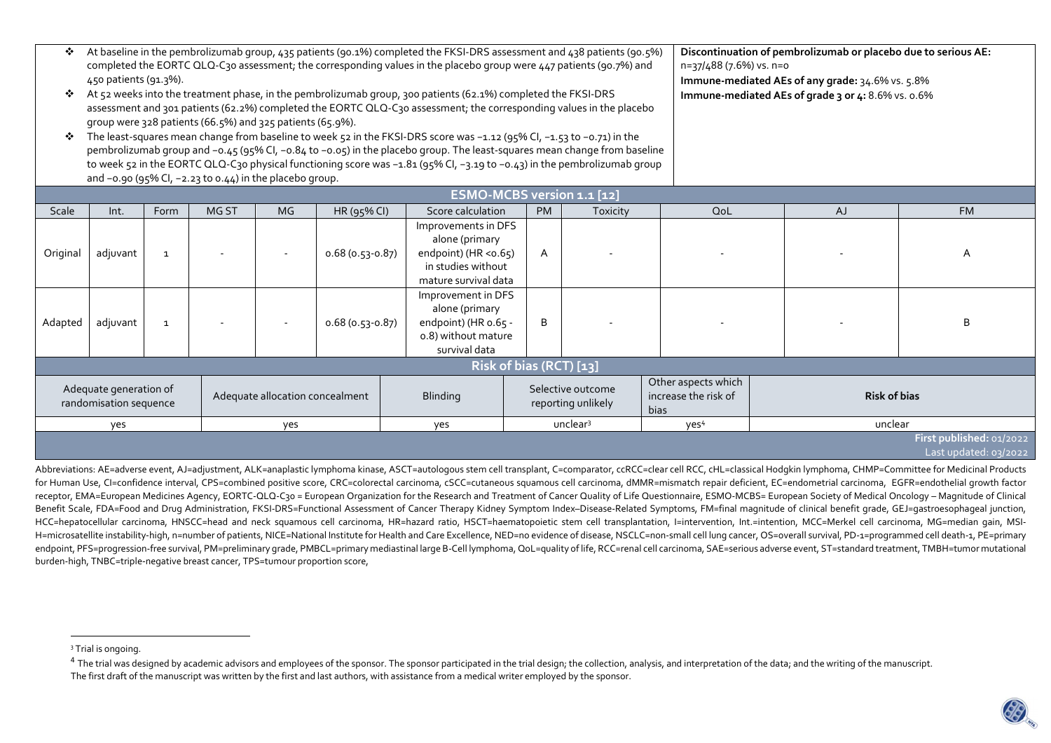| | |
|---|---|
| - At baseline in the pembrolizumab group, 435 patients (90.1%) completed the FKSI-DRS assessment and 438 patients (90.5%) completed the EORTC QLQ-C30 assessment; the corresponding values in the placebo group were 447 patients (90.7%) and 450 patients (91.3%).<br>- At 52 weeks into the treatment phase, in the pembrolizumab group, 300 patients (62.1%) completed the FKSI-DRS assessment and 301 patients (62.2%) completed the EORTC QLQ-C30 assessment; the corresponding values in the placebo group were 328 patients (66.5%) and 325 patients (65.9%).<br>- The least-squares mean change from baseline to week 52 in the FKSI-DRS score was −1.12 (95% CI, −1.53 to −0.71) in the pembrolizumab group and −0.45 (95% CI, −0.84 to −0.05) in the placebo group. The least-squares mean change from baseline to week 52 in the EORTC QLQ-C30 physical functioning score was −1.81 (95% CI, −3.19 to −0.43) in the pembrolizumab group and −0.90 (95% CI, −2.23 to 0.44) in the placebo group. | **Discontinuation of pembrolizumab or placebo due to serious AE:** n=37/488 (7.6%) vs. n=0<br>**Immune-mediated AEs of any grade:** 34.6% vs. 5.8%<br>**Immune-mediated AEs of grade 3 or 4:** 8.6% vs. 0.6% |

**ESMO-MCBS version 1.1 [12]**

| Scale | Int. | Form | MG ST | MG | HR (95% CI) | Score calculation | PM | Toxicity | QoL | AJ | FM |
|---|---|---|---|---|---|---|---|---|---|---|---|
| Original | adjuvant | 1 | - | - | 0.68 (0.53-0.87) | Improvements in DFS alone (primary endpoint) (HR <0.65) in studies without mature survival data | A | - | - | - | A |
| Adapted | adjuvant | 1 | - | - | 0.68 (0.53-0.87) | Improvement in DFS alone (primary endpoint) (HR 0.65 - 0.8) without mature survival data | B | - | - | - | B |

**Risk of bias (RCT) [13]**

| Adequate generation of randomisation sequence | Adequate allocation concealment | Blinding | Selective outcome reporting unlikely | Other aspects which increase the risk of bias | Risk of bias |
|---|---|---|---|---|---|
| yes | yes | yes | unclear[3] | yes[4] | unclear |

First published: 01/2022
Last updated: 03/2022

Abbreviations: AE=adverse event, AJ=adjustment, ALK=anaplastic lymphoma kinase, ASCT=autologous stem cell transplant, C=comparator, ccRCC=clear cell RCC, cHL=classical Hodgkin lymphoma, CHMP=Committee for Medicinal Products for Human Use, CI=confidence interval, CPS=combined positive score, CRC=colorectal carcinoma, cSCC=cutaneous squamous cell carcinoma, dMMR=mismatch repair deficient, EC=endometrial carcinoma, EGFR=endothelial growth factor receptor, EMA=European Medicines Agency, EORTC-QLQ-C30 = European Organization for the Research and Treatment of Cancer Quality of Life Questionnaire, ESMO-MCBS= European Society of Medical Oncology – Magnitude of Clinical Benefit Scale, FDA=Food and Drug Administration, FKSI-DRS=Functional Assessment of Cancer Therapy Kidney Symptom Index–Disease-Related Symptoms, FM=final magnitude of clinical benefit grade, GEJ=gastroesophageal junction, HCC=hepatocellular carcinoma, HNSCC=head and neck squamous cell carcinoma, HR=hazard ratio, HSCT=haematopoietic stem cell transplantation, I=intervention, Int.=intention, MCC=Merkel cell carcinoma, MG=median gain, MSI-H=microsatellite instability-high, n=number of patients, NICE=National Institute for Health and Care Excellence, NED=no evidence of disease, NSCLC=non-small cell lung cancer, OS=overall survival, PD-1=programmed cell death-1, PE=primary endpoint, PFS=progression-free survival, PM=preliminary grade, PMBCL=primary mediastinal large B-Cell lymphoma, QoL=quality of life, RCC=renal cell carcinoma, SAE=serious adverse event, ST=standard treatment, TMBH=tumor mutational burden-high, TNBC=triple-negative breast cancer, TPS=tumour proportion score,

---

[3] Trial is ongoing.

[4] The trial was designed by academic advisors and employees of the sponsor. The sponsor participated in the trial design; the collection, analysis, and interpretation of the data; and the writing of the manuscript. The first draft of the manuscript was written by the first and last authors, with assistance from a medical writer employed by the sponsor.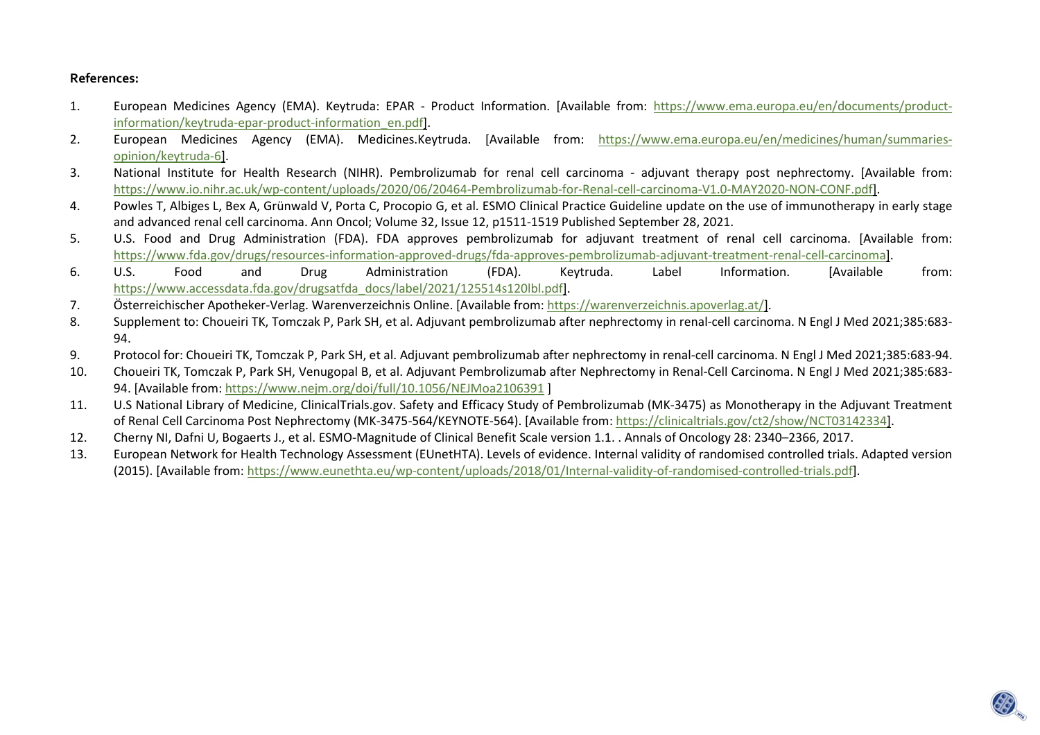**References:**

1. European Medicines Agency (EMA). Keytruda: EPAR - Product Information. [Available from: https://www.ema.europa.eu/en/documents/product-information/keytruda-epar-product-information_en.pdf].
2. European Medicines Agency (EMA). Medicines.Keytruda. [Available from: https://www.ema.europa.eu/en/medicines/human/summaries-opinion/keytruda-6].
3. National Institute for Health Research (NIHR). Pembrolizumab for renal cell carcinoma - adjuvant therapy post nephrectomy. [Available from: https://www.io.nihr.ac.uk/wp-content/uploads/2020/06/20464-Pembrolizumab-for-Renal-cell-carcinoma-V1.0-MAY2020-NON-CONF.pdf].
4. Powles T, Albiges L, Bex A, Grünwald V, Porta C, Procopio G, et al. ESMO Clinical Practice Guideline update on the use of immunotherapy in early stage and advanced renal cell carcinoma. Ann Oncol; Volume 32, Issue 12, p1511-1519 Published September 28, 2021.
5. U.S. Food and Drug Administration (FDA). FDA approves pembrolizumab for adjuvant treatment of renal cell carcinoma. [Available from: https://www.fda.gov/drugs/resources-information-approved-drugs/fda-approves-pembrolizumab-adjuvant-treatment-renal-cell-carcinoma].
6. U.S. Food and Drug Administration (FDA). Keytruda. Label Information. [Available from: https://www.accessdata.fda.gov/drugsatfda_docs/label/2021/125514s120lbl.pdf].
7. Österreichischer Apotheker-Verlag. Warenverzeichnis Online. [Available from: https://warenverzeichnis.apoverlag.at/].
8. Supplement to: Choueiri TK, Tomczak P, Park SH, et al. Adjuvant pembrolizumab after nephrectomy in renal-cell carcinoma. N Engl J Med 2021;385:683-94.
9. Protocol for: Choueiri TK, Tomczak P, Park SH, et al. Adjuvant pembrolizumab after nephrectomy in renal-cell carcinoma. N Engl J Med 2021;385:683-94.
10. Choueiri TK, Tomczak P, Park SH, Venugopal B, et al. Adjuvant Pembrolizumab after Nephrectomy in Renal-Cell Carcinoma. N Engl J Med 2021;385:683-94. [Available from: https://www.nejm.org/doi/full/10.1056/NEJMoa2106391 ]
11. U.S National Library of Medicine, ClinicalTrials.gov. Safety and Efficacy Study of Pembrolizumab (MK-3475) as Monotherapy in the Adjuvant Treatment of Renal Cell Carcinoma Post Nephrectomy (MK-3475-564/KEYNOTE-564). [Available from: https://clinicaltrials.gov/ct2/show/NCT03142334].
12. Cherny NI, Dafni U, Bogaerts J., et al. ESMO-Magnitude of Clinical Benefit Scale version 1.1. . Annals of Oncology 28: 2340–2366, 2017.
13. European Network for Health Technology Assessment (EUnetHTA). Levels of evidence. Internal validity of randomised controlled trials. Adapted version (2015). [Available from: https://www.eunethta.eu/wp-content/uploads/2018/01/Internal-validity-of-randomised-controlled-trials.pdf].